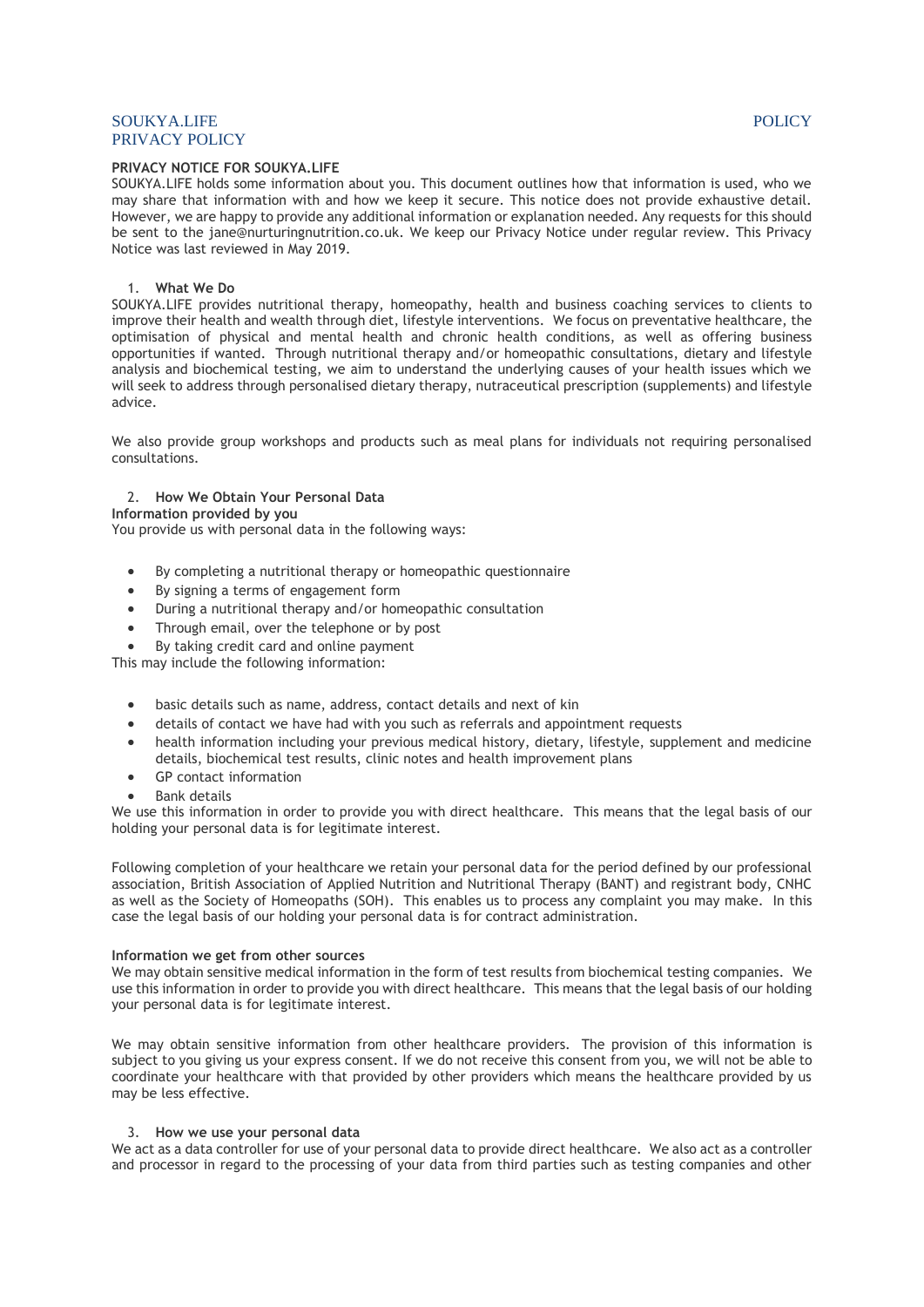SOUKYA.LIFE PRIVACY POLICY

POLICY

**PRIVACY NOTICE FOR SOUKYA.LIFE**

SOUKYA.LIFE holds some information about you. This document outlines how that information is used, who we may share that information with and how we keep it secure. This notice does not provide exhaustive detail. However, we are happy to provide any additional information or explanation needed. Any requests for this should be sent to the jane@nurturingnutrition.co.uk. We keep our Privacy Notice under regular review. This Privacy Notice was last reviewed in May 2019.

1. **What We Do**

SOUKYA.LIFE provides nutritional therapy, homeopathy, health and business coaching services to clients to improve their health and wealth through diet, lifestyle interventions. We focus on preventative healthcare, the optimisation of physical and mental health and chronic health conditions, as well as offering business opportunities if wanted. Through nutritional therapy and/or homeopathic consultations, dietary and lifestyle analysis and biochemical testing, we aim to understand the underlying causes of your health issues which we will seek to address through personalised dietary therapy, nutraceutical prescription (supplements) and lifestyle advice.

We also provide group workshops and products such as meal plans for individuals not requiring personalised consultations.

2. **How We Obtain Your Personal Data**

**Information provided by you**

You provide us with personal data in the following ways:

- By completing a nutritional therapy or homeopathic questionnaire
- By signing a terms of engagement form
- During a nutritional therapy and/or homeopathic consultation
- Through email, over the telephone or by post
- By taking credit card and online payment

This may include the following information:

- basic details such as name, address, contact details and next of kin
- details of contact we have had with you such as referrals and appointment requests
- health information including your previous medical history, dietary, lifestyle, supplement and medicine details, biochemical test results, clinic notes and health improvement plans
- GP contact information
- Bank details

We use this information in order to provide you with direct healthcare. This means that the legal basis of our holding your personal data is for legitimate interest.

Following completion of your healthcare we retain your personal data for the period defined by our professional association, British Association of Applied Nutrition and Nutritional Therapy (BANT) and registrant body, CNHC as well as the Society of Homeopaths (SOH). This enables us to process any complaint you may make. In this case the legal basis of our holding your personal data is for contract administration.

**Information we get from other sources**

We may obtain sensitive medical information in the form of test results from biochemical testing companies. We use this information in order to provide you with direct healthcare. This means that the legal basis of our holding your personal data is for legitimate interest.

We may obtain sensitive information from other healthcare providers. The provision of this information is subject to you giving us your express consent. If we do not receive this consent from you, we will not be able to coordinate your healthcare with that provided by other providers which means the healthcare provided by us may be less effective.

3. **How we use your personal data**

We act as a data controller for use of your personal data to provide direct healthcare. We also act as a controller and processor in regard to the processing of your data from third parties such as testing companies and other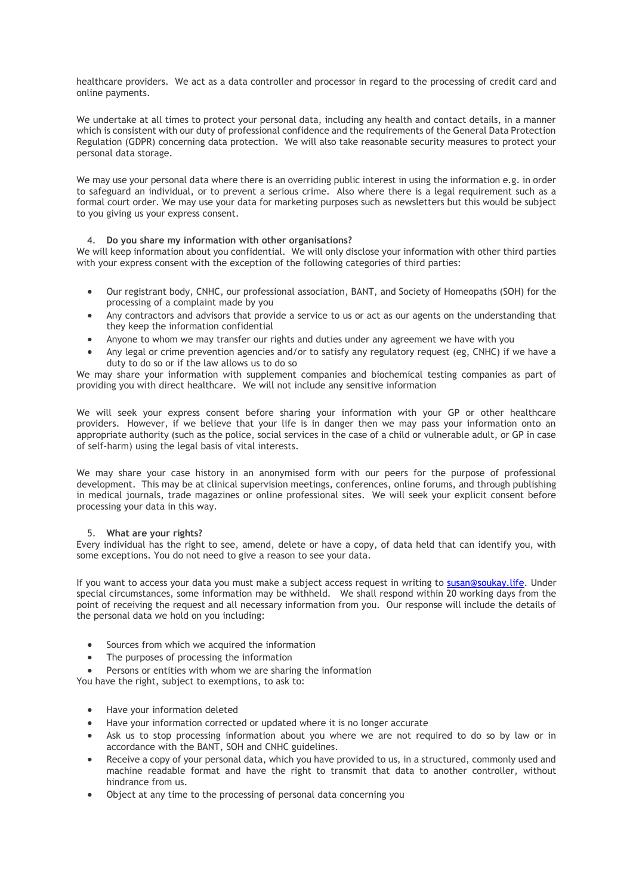healthcare providers. We act as a data controller and processor in regard to the processing of credit card and online payments.

We undertake at all times to protect your personal data, including any health and contact details, in a manner which is consistent with our duty of professional confidence and the requirements of the General Data Protection Regulation (GDPR) concerning data protection. We will also take reasonable security measures to protect your personal data storage.

We may use your personal data where there is an overriding public interest in using the information e.g. in order to safeguard an individual, or to prevent a serious crime. Also where there is a legal requirement such as a formal court order. We may use your data for marketing purposes such as newsletters but this would be subject to you giving us your express consent.

4. **Do you share my information with other organisations?**

We will keep information about you confidential. We will only disclose your information with other third parties with your express consent with the exception of the following categories of third parties:

- Our registrant body, CNHC, our professional association, BANT, and Society of Homeopaths (SOH) for the processing of a complaint made by you
- Any contractors and advisors that provide a service to us or act as our agents on the understanding that they keep the information confidential
- Anyone to whom we may transfer our rights and duties under any agreement we have with you
- Any legal or crime prevention agencies and/or to satisfy any regulatory request (eg, CNHC) if we have a duty to do so or if the law allows us to do so

We may share your information with supplement companies and biochemical testing companies as part of providing you with direct healthcare. We will not include any sensitive information

We will seek your express consent before sharing your information with your GP or other healthcare providers. However, if we believe that your life is in danger then we may pass your information onto an appropriate authority (such as the police, social services in the case of a child or vulnerable adult, or GP in case of self-harm) using the legal basis of vital interests.

We may share your case history in an anonymised form with our peers for the purpose of professional development. This may be at clinical supervision meetings, conferences, online forums, and through publishing in medical journals, trade magazines or online professional sites. We will seek your explicit consent before processing your data in this way.

5. **What are your rights?**

Every individual has the right to see, amend, delete or have a copy, of data held that can identify you, with some exceptions. You do not need to give a reason to see your data.

If you want to access your data you must make a subject access request in writing to susan@soukay.life. Under special circumstances, some information may be withheld. We shall respond within 20 working days from the point of receiving the request and all necessary information from you. Our response will include the details of the personal data we hold on you including:

- Sources from which we acquired the information
- The purposes of processing the information
- Persons or entities with whom we are sharing the information

You have the right, subject to exemptions, to ask to:

- Have your information deleted
- Have your information corrected or updated where it is no longer accurate
- Ask us to stop processing information about you where we are not required to do so by law or in accordance with the BANT, SOH and CNHC guidelines.
- Receive a copy of your personal data, which you have provided to us, in a structured, commonly used and machine readable format and have the right to transmit that data to another controller, without hindrance from us.
- Object at any time to the processing of personal data concerning you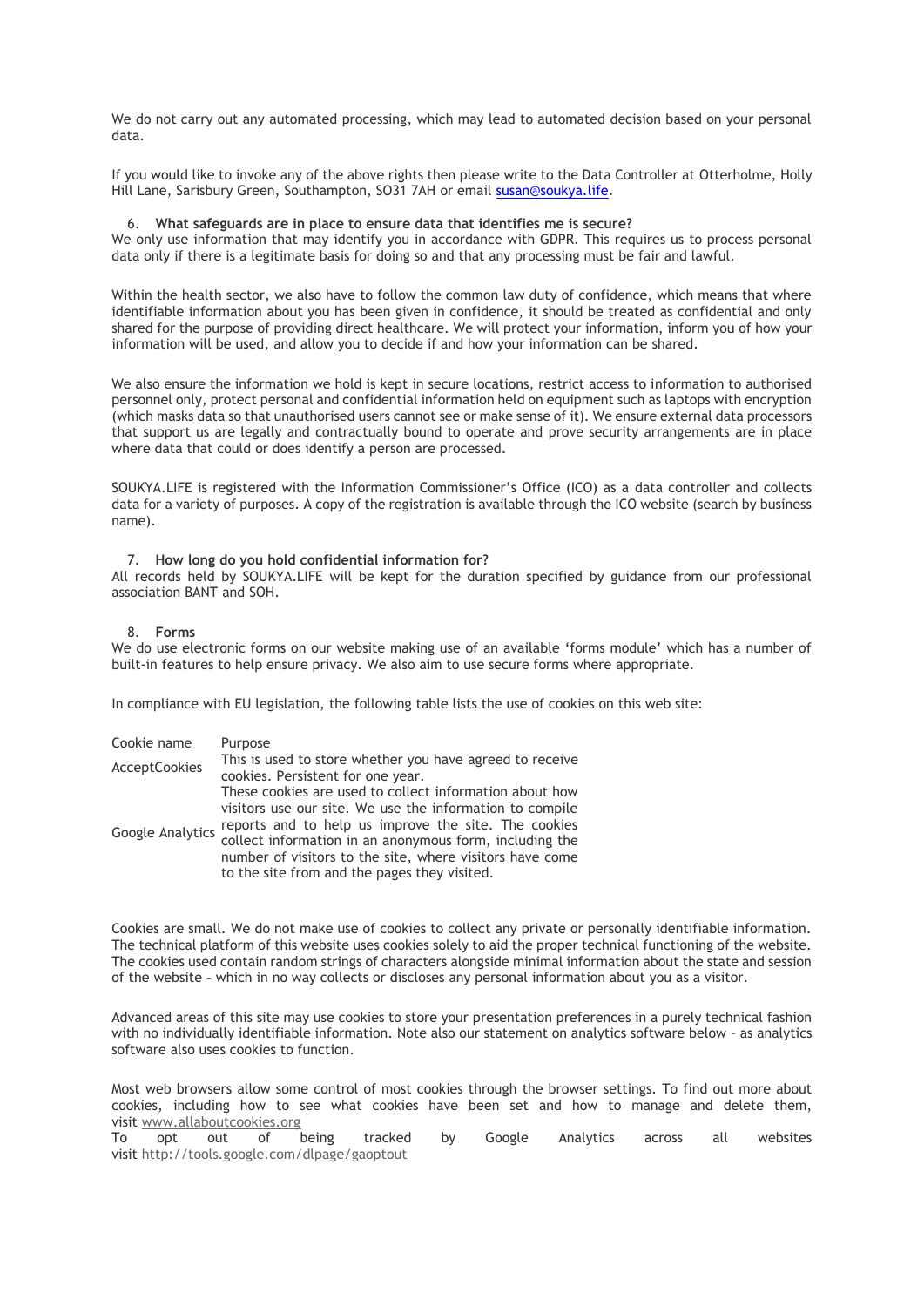We do not carry out any automated processing, which may lead to automated decision based on your personal data.

If you would like to invoke any of the above rights then please write to the Data Controller at Otterholme, Holly Hill Lane, Sarisbury Green, Southampton, SO31 7AH or email susan@soukya.life.

6. **What safeguards are in place to ensure data that identifies me is secure?**

We only use information that may identify you in accordance with GDPR. This requires us to process personal data only if there is a legitimate basis for doing so and that any processing must be fair and lawful.

Within the health sector, we also have to follow the common law duty of confidence, which means that where identifiable information about you has been given in confidence, it should be treated as confidential and only shared for the purpose of providing direct healthcare. We will protect your information, inform you of how your information will be used, and allow you to decide if and how your information can be shared.

We also ensure the information we hold is kept in secure locations, restrict access to information to authorised personnel only, protect personal and confidential information held on equipment such as laptops with encryption (which masks data so that unauthorised users cannot see or make sense of it). We ensure external data processors that support us are legally and contractually bound to operate and prove security arrangements are in place where data that could or does identify a person are processed.

SOUKYA.LIFE is registered with the Information Commissioner's Office (ICO) as a data controller and collects data for a variety of purposes. A copy of the registration is available through the ICO website (search by business name).

7. **How long do you hold confidential information for?**

All records held by SOUKYA.LIFE will be kept for the duration specified by guidance from our professional association BANT and SOH.

8. **Forms**

We do use electronic forms on our website making use of an available 'forms module' which has a number of built-in features to help ensure privacy. We also aim to use secure forms where appropriate.

In compliance with EU legislation, the following table lists the use of cookies on this web site:

| Cookie name | Purpose |
|---|---|
| AcceptCookies | This is used to store whether you have agreed to receive cookies. Persistent for one year. |
| Google Analytics | These cookies are used to collect information about how visitors use our site. We use the information to compile reports and to help us improve the site. The cookies collect information in an anonymous form, including the number of visitors to the site, where visitors have come to the site from and the pages they visited. |

Cookies are small. We do not make use of cookies to collect any private or personally identifiable information. The technical platform of this website uses cookies solely to aid the proper technical functioning of the website. The cookies used contain random strings of characters alongside minimal information about the state and session of the website – which in no way collects or discloses any personal information about you as a visitor.

Advanced areas of this site may use cookies to store your presentation preferences in a purely technical fashion with no individually identifiable information. Note also our statement on analytics software below – as analytics software also uses cookies to function.

Most web browsers allow some control of most cookies through the browser settings. To find out more about cookies, including how to see what cookies have been set and how to manage and delete them, visit www.allaboutcookies.org
To opt out of being tracked by Google Analytics across all websites visit http://tools.google.com/dlpage/gaoptout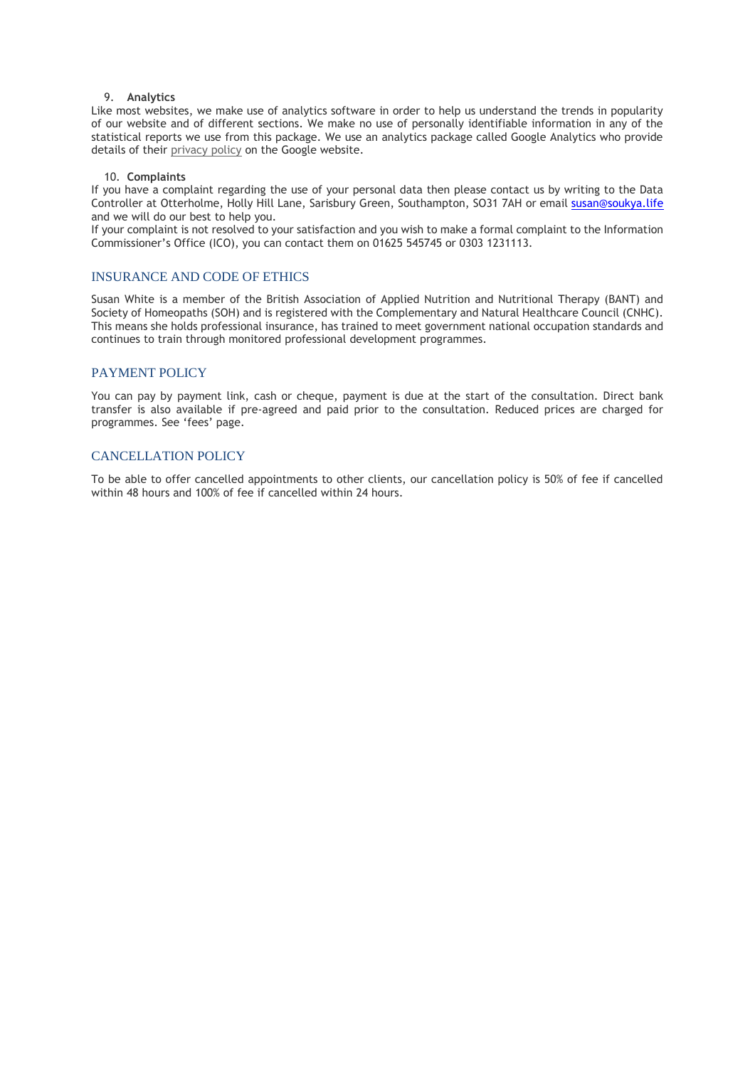9. **Analytics**

Like most websites, we make use of analytics software in order to help us understand the trends in popularity of our website and of different sections. We make no use of personally identifiable information in any of the statistical reports we use from this package. We use an analytics package called Google Analytics who provide details of their privacy policy on the Google website.

10. **Complaints**

If you have a complaint regarding the use of your personal data then please contact us by writing to the Data Controller at Otterholme, Holly Hill Lane, Sarisbury Green, Southampton, SO31 7AH or email susan@soukya.life and we will do our best to help you.

If your complaint is not resolved to your satisfaction and you wish to make a formal complaint to the Information Commissioner's Office (ICO), you can contact them on 01625 545745 or 0303 1231113.

## INSURANCE AND CODE OF ETHICS

Susan White is a member of the British Association of Applied Nutrition and Nutritional Therapy (BANT) and Society of Homeopaths (SOH) and is registered with the Complementary and Natural Healthcare Council (CNHC). This means she holds professional insurance, has trained to meet government national occupation standards and continues to train through monitored professional development programmes.

## PAYMENT POLICY

You can pay by payment link, cash or cheque, payment is due at the start of the consultation. Direct bank transfer is also available if pre-agreed and paid prior to the consultation. Reduced prices are charged for programmes. See 'fees' page.

## CANCELLATION POLICY

To be able to offer cancelled appointments to other clients, our cancellation policy is 50% of fee if cancelled within 48 hours and 100% of fee if cancelled within 24 hours.